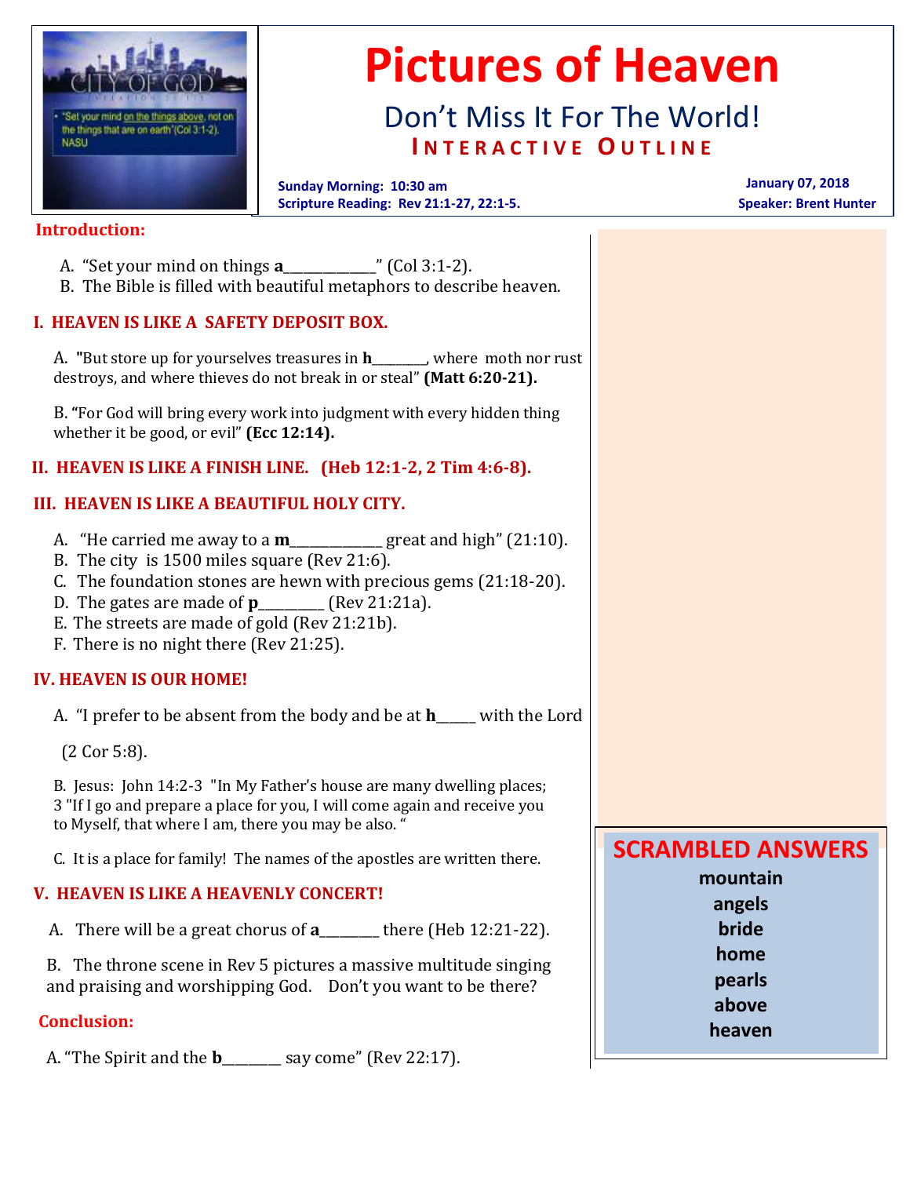# Pictures of Heaven

## Don't Miss It For The World!

**INTERACTIVE OUTLINE**

**Sunday Morning: 10:30 am**
**Scripture Reading: Rev 21:1-27, 22:1-5.**

**January 07, 2018**
**Speaker: Brent Hunter**

**Introduction:**

A. "Set your mind on things **a**____________" (Col 3:1-2).
B. The Bible is filled with beautiful metaphors to describe heaven.

### I. HEAVEN IS LIKE A SAFETY DEPOSIT BOX.

A. **"**But store up for yourselves treasures in **h**________, where moth nor rust destroys, and where thieves do not break in or steal" **(Matt 6:20-21).**

B. **"**For God will bring every work into judgment with every hidden thing whether it be good, or evil" **(Ecc 12:14).**

### II. HEAVEN IS LIKE A FINISH LINE. (Heb 12:1-2, 2 Tim 4:6-8).

### III. HEAVEN IS LIKE A BEAUTIFUL HOLY CITY.

A. "He carried me away to a **m**____________ great and high" (21:10).
B. The city is 1500 miles square (Rev 21:6).
C. The foundation stones are hewn with precious gems (21:18-20).
D. The gates are made of **p**_________ (Rev 21:21a).
E. The streets are made of gold (Rev 21:21b).
F. There is no night there (Rev 21:25).

### IV. HEAVEN IS OUR HOME!

A. "I prefer to be absent from the body and be at **h**_____ with the Lord (2 Cor 5:8).

B. Jesus: John 14:2-3 "In My Father's house are many dwelling places; 3 "If I go and prepare a place for you, I will come again and receive you to Myself, that where I am, there you may be also. "

C. It is a place for family! The names of the apostles are written there.

### V. HEAVEN IS LIKE A HEAVENLY CONCERT!

A. There will be a great chorus of **a**________ there (Heb 12:21-22).

B. The throne scene in Rev 5 pictures a massive multitude singing and praising and worshipping God. Don't you want to be there?

**Conclusion:**

A. "The Spirit and the **b**________ say come" (Rev 22:17).

## SCRAMBLED ANSWERS

**mountain**
**angels**
**bride**
**home**
**pearls**
**above**
**heaven**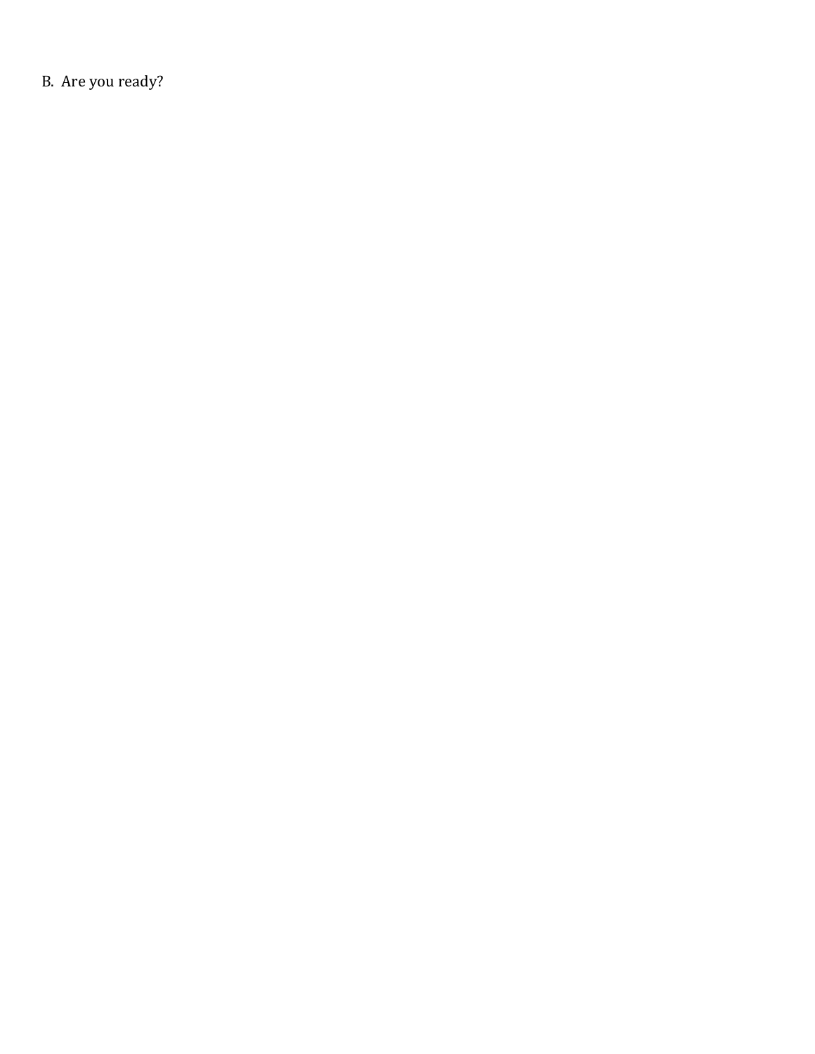B. Are you ready?